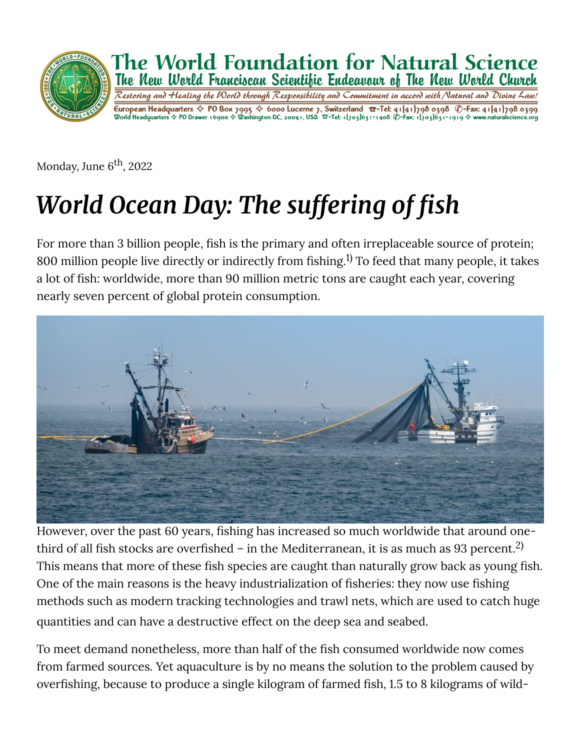The World Foundation for Natural Science

The New World Franciscan Scientific Endeavour of The New World Church

*Restoring and Healing the World through Responsibility and Commitment in accord with Natural and Divine Law!*

European Headquarters ✧ PO Box 7995 ✧ 6000 Lucerne 7, Switzerland ☎-Tel: 41(41)798 0398 ✆-Fax: 41(41)798 0399
World Headquarters ✧ PO Drawer 16900 ✧ Washington DC, 20041, USA ☎-Tel: 1(703)631-1408 ✆-Fax: 1(703)631-1919 ✧ www.naturalscience.org

Monday, June 6th, 2022

# *World Ocean Day: The suffering of fish*

For more than 3 billion people, fish is the primary and often irreplaceable source of protein; 800 million people live directly or indirectly from fishing.[1)] To feed that many people, it takes a lot of fish: worldwide, more than 90 million metric tons are caught each year, covering nearly seven percent of global protein consumption.

However, over the past 60 years, fishing has increased so much worldwide that around one-third of all fish stocks are overfished – in the Mediterranean, it is as much as 93 percent.[2)] This means that more of these fish species are caught than naturally grow back as young fish. One of the main reasons is the heavy industrialization of fisheries: they now use fishing methods such as modern tracking technologies and trawl nets, which are used to catch huge quantities and can have a destructive effect on the deep sea and seabed.

To meet demand nonetheless, more than half of the fish consumed worldwide now comes from farmed sources. Yet aquaculture is by no means the solution to the problem caused by overfishing, because to produce a single kilogram of farmed fish, 1.5 to 8 kilograms of wild-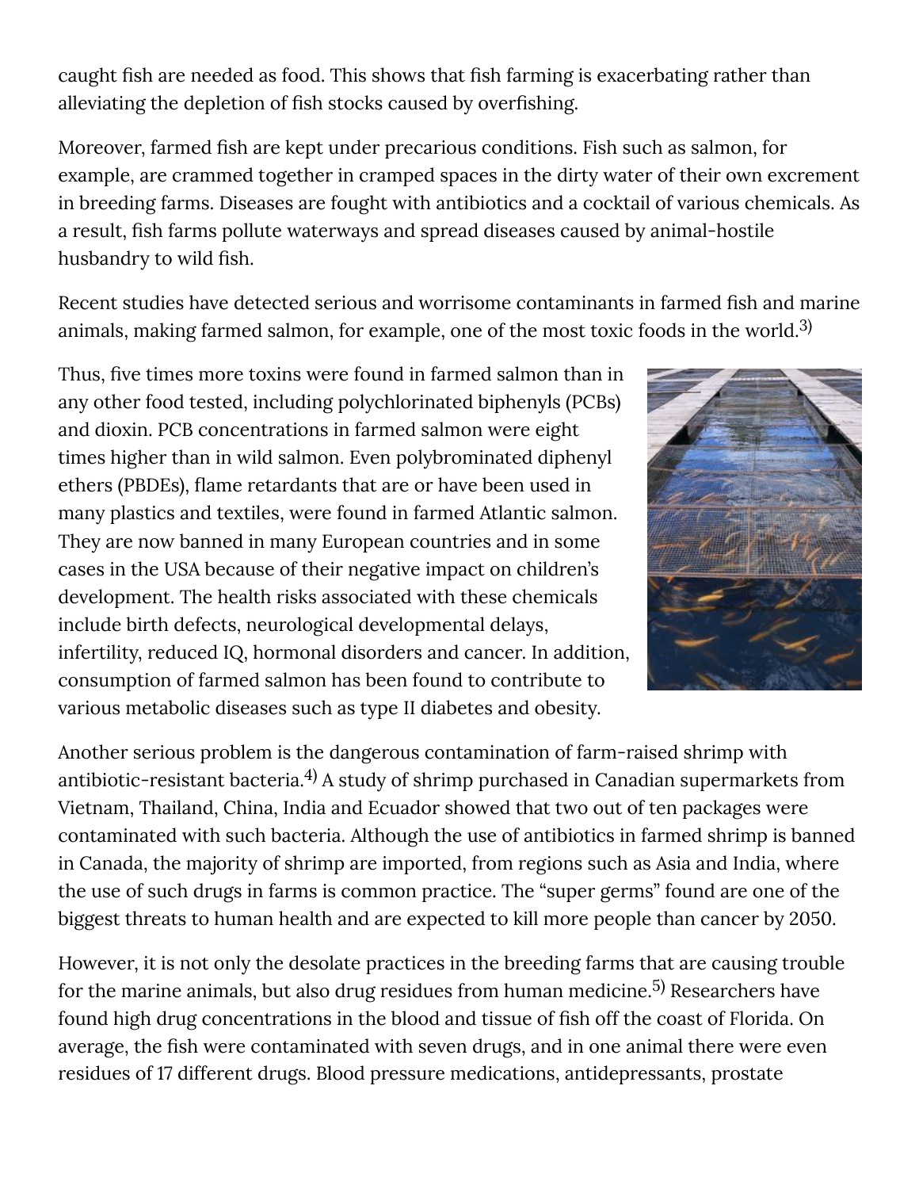caught fish are needed as food. This shows that fish farming is exacerbating rather than alleviating the depletion of fish stocks caused by overfishing.

Moreover, farmed fish are kept under precarious conditions. Fish such as salmon, for example, are crammed together in cramped spaces in the dirty water of their own excrement in breeding farms. Diseases are fought with antibiotics and a cocktail of various chemicals. As a result, fish farms pollute waterways and spread diseases caused by animal-hostile husbandry to wild fish.

Recent studies have detected serious and worrisome contaminants in farmed fish and marine animals, making farmed salmon, for example, one of the most toxic foods in the world.[3)]

Thus, five times more toxins were found in farmed salmon than in any other food tested, including polychlorinated biphenyls (PCBs) and dioxin. PCB concentrations in farmed salmon were eight times higher than in wild salmon. Even polybrominated diphenyl ethers (PBDEs), flame retardants that are or have been used in many plastics and textiles, were found in farmed Atlantic salmon. They are now banned in many European countries and in some cases in the USA because of their negative impact on children's development. The health risks associated with these chemicals include birth defects, neurological developmental delays, infertility, reduced IQ, hormonal disorders and cancer. In addition, consumption of farmed salmon has been found to contribute to various metabolic diseases such as type II diabetes and obesity.

Another serious problem is the dangerous contamination of farm-raised shrimp with antibiotic-resistant bacteria.[4)] A study of shrimp purchased in Canadian supermarkets from Vietnam, Thailand, China, India and Ecuador showed that two out of ten packages were contaminated with such bacteria. Although the use of antibiotics in farmed shrimp is banned in Canada, the majority of shrimp are imported, from regions such as Asia and India, where the use of such drugs in farms is common practice. The "super germs" found are one of the biggest threats to human health and are expected to kill more people than cancer by 2050.

However, it is not only the desolate practices in the breeding farms that are causing trouble for the marine animals, but also drug residues from human medicine.[5)] Researchers have found high drug concentrations in the blood and tissue of fish off the coast of Florida. On average, the fish were contaminated with seven drugs, and in one animal there were even residues of 17 different drugs. Blood pressure medications, antidepressants, prostate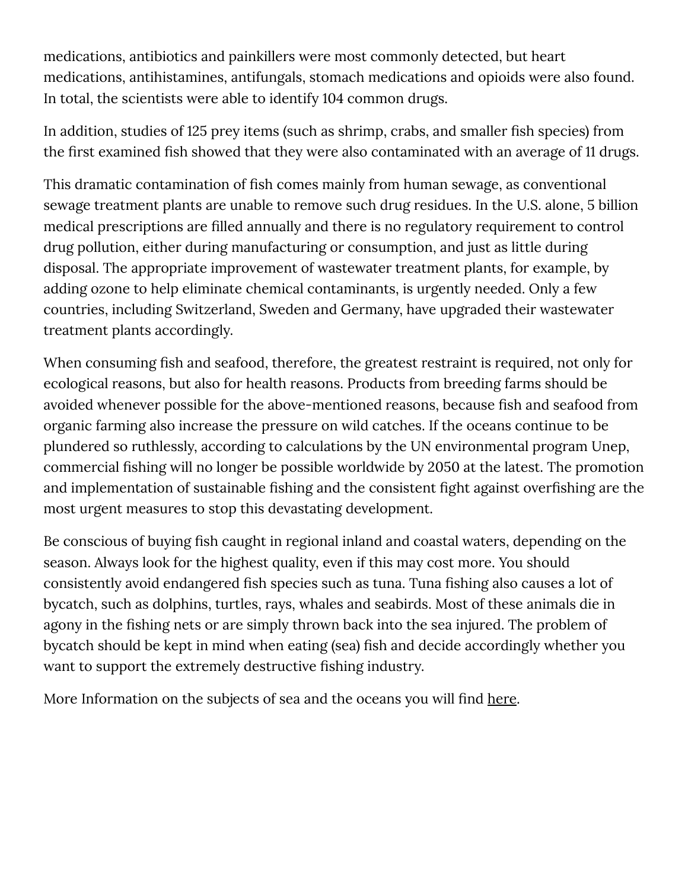medications, antibiotics and painkillers were most commonly detected, but heart medications, antihistamines, antifungals, stomach medications and opioids were also found. In total, the scientists were able to identify 104 common drugs.

In addition, studies of 125 prey items (such as shrimp, crabs, and smaller fish species) from the first examined fish showed that they were also contaminated with an average of 11 drugs.

This dramatic contamination of fish comes mainly from human sewage, as conventional sewage treatment plants are unable to remove such drug residues. In the U.S. alone, 5 billion medical prescriptions are filled annually and there is no regulatory requirement to control drug pollution, either during manufacturing or consumption, and just as little during disposal. The appropriate improvement of wastewater treatment plants, for example, by adding ozone to help eliminate chemical contaminants, is urgently needed. Only a few countries, including Switzerland, Sweden and Germany, have upgraded their wastewater treatment plants accordingly.

When consuming fish and seafood, therefore, the greatest restraint is required, not only for ecological reasons, but also for health reasons. Products from breeding farms should be avoided whenever possible for the above-mentioned reasons, because fish and seafood from organic farming also increase the pressure on wild catches. If the oceans continue to be plundered so ruthlessly, according to calculations by the UN environmental program Unep, commercial fishing will no longer be possible worldwide by 2050 at the latest. The promotion and implementation of sustainable fishing and the consistent fight against overfishing are the most urgent measures to stop this devastating development.

Be conscious of buying fish caught in regional inland and coastal waters, depending on the season. Always look for the highest quality, even if this may cost more. You should consistently avoid endangered fish species such as tuna. Tuna fishing also causes a lot of bycatch, such as dolphins, turtles, rays, whales and seabirds. Most of these animals die in agony in the fishing nets or are simply thrown back into the sea injured. The problem of bycatch should be kept in mind when eating (sea) fish and decide accordingly whether you want to support the extremely destructive fishing industry.

More Information on the subjects of sea and the oceans you will find here.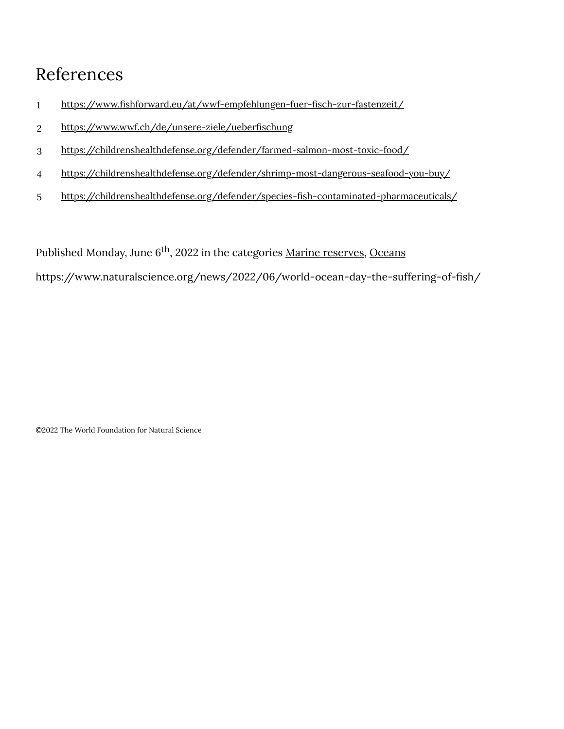# References

1. https://www.fishforward.eu/at/wwf-empfehlungen-fuer-fisch-zur-fastenzeit/
2. https://www.wwf.ch/de/unsere-ziele/ueberfischung
3. https://childrenshealthdefense.org/defender/farmed-salmon-most-toxic-food/
4. https://childrenshealthdefense.org/defender/shrimp-most-dangerous-seafood-you-buy/
5. https://childrenshealthdefense.org/defender/species-fish-contaminated-pharmaceuticals/

Published Monday, June 6th, 2022 in the categories Marine reserves, Oceans

https://www.naturalscience.org/news/2022/06/world-ocean-day-the-suffering-of-fish/

©2022 The World Foundation for Natural Science